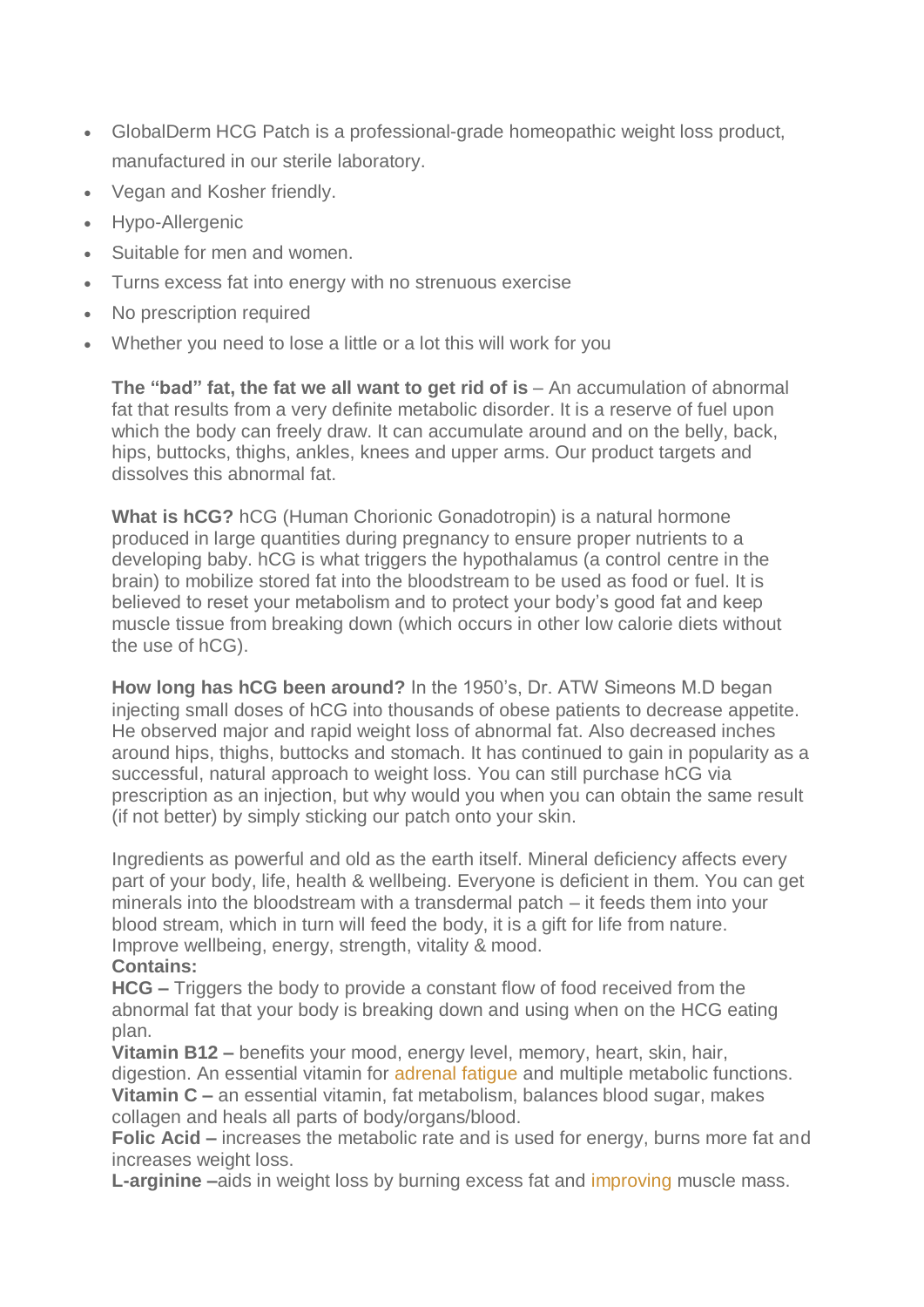- GlobalDerm HCG Patch is a professional-grade homeopathic weight loss product, manufactured in our sterile laboratory.
- Vegan and Kosher friendly.
- Hypo-Allergenic
- Suitable for men and women.
- Turns excess fat into energy with no strenuous exercise
- No prescription required
- Whether you need to lose a little or a lot this will work for you

**The "bad" fat, the fat we all want to get rid of is** – An accumulation of abnormal fat that results from a very definite metabolic disorder. It is a reserve of fuel upon which the body can freely draw. It can accumulate around and on the belly, back, hips, buttocks, thighs, ankles, knees and upper arms. Our product targets and dissolves this abnormal fat.

**What is hCG?** hCG (Human Chorionic Gonadotropin) is a natural hormone produced in large quantities during pregnancy to ensure proper nutrients to a developing baby. hCG is what triggers the hypothalamus (a control centre in the brain) to mobilize stored fat into the bloodstream to be used as food or fuel. It is believed to reset your metabolism and to protect your body's good fat and keep muscle tissue from breaking down (which occurs in other low calorie diets without the use of hCG).

**How long has hCG been around?** In the 1950's, Dr. ATW Simeons M.D began injecting small doses of hCG into thousands of obese patients to decrease appetite. He observed major and rapid weight loss of abnormal fat. Also decreased inches around hips, thighs, buttocks and stomach. It has continued to gain in popularity as a successful, natural approach to weight loss. You can still purchase hCG via prescription as an injection, but why would you when you can obtain the same result (if not better) by simply sticking our patch onto your skin.

Ingredients as powerful and old as the earth itself. Mineral deficiency affects every part of your body, life, health & wellbeing. Everyone is deficient in them. You can get minerals into the bloodstream with a transdermal patch – it feeds them into your blood stream, which in turn will feed the body, it is a gift for life from nature. Improve wellbeing, energy, strength, vitality & mood.

**Contains:**

**HCG –** Triggers the body to provide a constant flow of food received from the abnormal fat that your body is breaking down and using when on the HCG eating plan.

**Vitamin B12 –** benefits your mood, energy level, memory, heart, skin, hair, digestion. An essential vitamin for adrenal fatigue and multiple metabolic functions.

**Vitamin C –** an essential vitamin, fat metabolism, balances blood sugar, makes collagen and heals all parts of body/organs/blood.

**Folic Acid –** increases the metabolic rate and is used for energy, burns more fat and increases weight loss.

**L-arginine –**aids in weight loss by burning excess fat and improving muscle mass.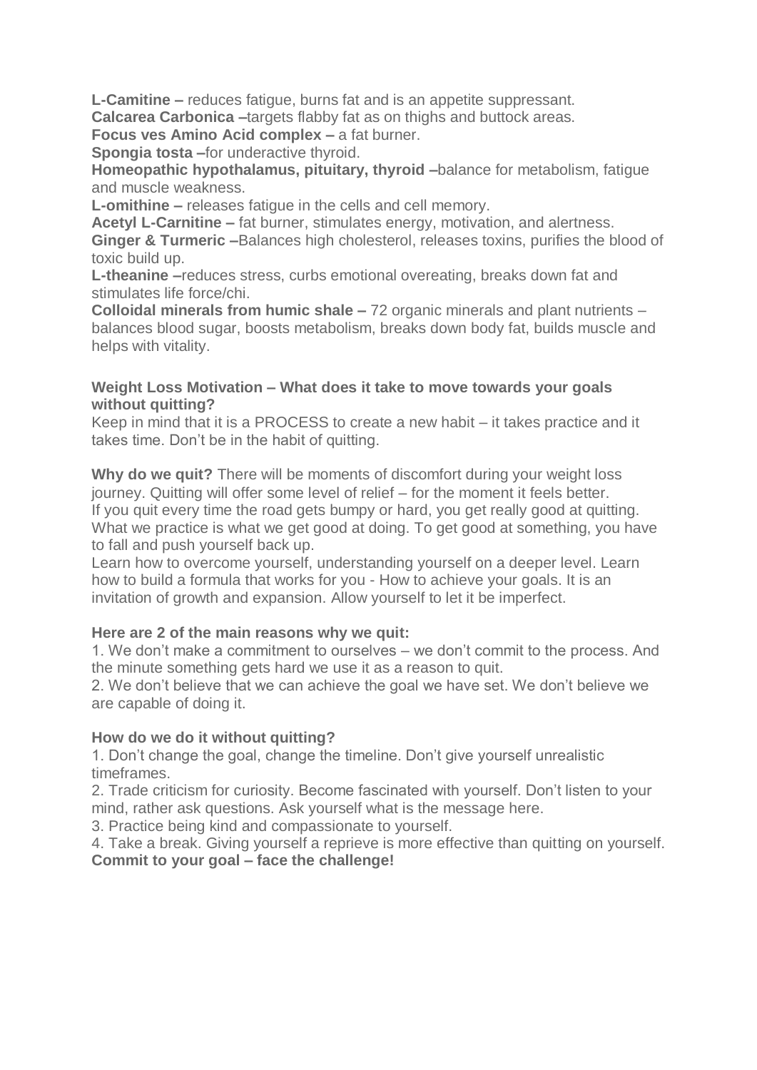**L-Camitine –** reduces fatigue, burns fat and is an appetite suppressant.
**Calcarea Carbonica –**targets flabby fat as on thighs and buttock areas.
**Focus ves Amino Acid complex –** a fat burner.
**Spongia tosta –**for underactive thyroid.
**Homeopathic hypothalamus, pituitary, thyroid –**balance for metabolism, fatigue and muscle weakness.
**L-omithine –** releases fatigue in the cells and cell memory.
**Acetyl L-Carnitine –** fat burner, stimulates energy, motivation, and alertness.
**Ginger & Turmeric –**Balances high cholesterol, releases toxins, purifies the blood of toxic build up.
**L-theanine –**reduces stress, curbs emotional overeating, breaks down fat and stimulates life force/chi.
**Colloidal minerals from humic shale –** 72 organic minerals and plant nutrients – balances blood sugar, boosts metabolism, breaks down body fat, builds muscle and helps with vitality.

**Weight Loss Motivation – What does it take to move towards your goals without quitting?**

Keep in mind that it is a PROCESS to create a new habit – it takes practice and it takes time. Don't be in the habit of quitting.

**Why do we quit?** There will be moments of discomfort during your weight loss journey. Quitting will offer some level of relief – for the moment it feels better. If you quit every time the road gets bumpy or hard, you get really good at quitting. What we practice is what we get good at doing. To get good at something, you have to fall and push yourself back up.

Learn how to overcome yourself, understanding yourself on a deeper level. Learn how to build a formula that works for you - How to achieve your goals. It is an invitation of growth and expansion. Allow yourself to let it be imperfect.

**Here are 2 of the main reasons why we quit:**

1. We don't make a commitment to ourselves – we don't commit to the process. And the minute something gets hard we use it as a reason to quit.
2. We don't believe that we can achieve the goal we have set. We don't believe we are capable of doing it.

**How do we do it without quitting?**

1. Don't change the goal, change the timeline. Don't give yourself unrealistic timeframes.
2. Trade criticism for curiosity. Become fascinated with yourself. Don't listen to your mind, rather ask questions. Ask yourself what is the message here.
3. Practice being kind and compassionate to yourself.
4. Take a break. Giving yourself a reprieve is more effective than quitting on yourself.

**Commit to your goal – face the challenge!**